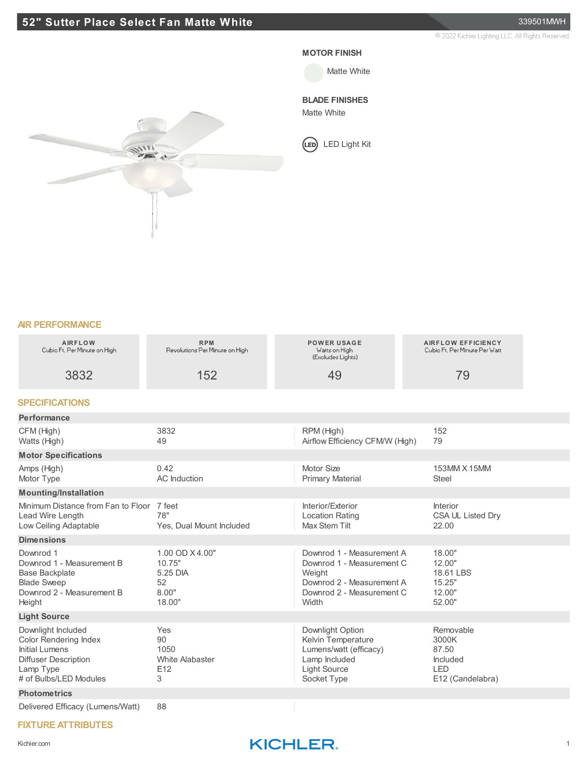# 52" Sutter Place Select Fan Matte White

339501MWH

© 2022 Kichler Lighting LLC. All Rights Reserved.

**MOTOR FINISH**

Matte White

**BLADE FINISHES**

Matte White

LED Light Kit

## AIR PERFORMANCE

| AIRFLOW<br>Cubic Ft. Per Minute on High | RPM<br>Revolutions Per Minute on High | POWER USAGE<br>Watts on High<br>(Excludes Lights) | AIRFLOW EFFICIENCY<br>Cubic Ft. Per Minute Per Watt |
|---|---|---|---|
| 3832 | 152 | 49 | 79 |

## SPECIFICATIONS

### Performance

| | | | |
|---|---|---|---|
| CFM (High) | 3832 | RPM (High) | 152 |
| Watts (High) | 49 | Airflow Efficiency CFM/W (High) | 79 |

### Motor Specifications

| | | | |
|---|---|---|---|
| Amps (High) | 0.42 | Motor Size | 153MM X 15MM |
| Motor Type | AC Induction | Primary Material | Steel |

### Mounting/Installation

| | | | |
|---|---|---|---|
| Minimum Distance from Fan to Floor | 7 feet | Interior/Exterior | Interior |
| Lead Wire Length | 78" | Location Rating | CSA UL Listed Dry |
| Low Ceiling Adaptable | Yes, Dual Mount Included | Max Stem Tilt | 22.00 |

### Dimensions

| | | | |
|---|---|---|---|
| Downrod 1 | 1.00 OD X 4.00" | Downrod 1 - Measurement A | 18.00" |
| Downrod 1 - Measurement B | 10.75" | Downrod 1 - Measurement C | 12.00" |
| Base Backplate | 5.25 DIA | Weight | 18.61 LBS |
| Blade Sweep | 52 | Downrod 2 - Measurement A | 15.25" |
| Downrod 2 - Measurement B | 8.00" | Downrod 2 - Measurement C | 12.00" |
| Height | 18.00" | Width | 52.00" |

### Light Source

| | | | |
|---|---|---|---|
| Downlight Included | Yes | Downlight Option | Removable |
| Color Rendering Index | 90 | Kelvin Temperature | 3000K |
| Initial Lumens | 1050 | Lumens/watt (efficacy) | 87.50 |
| Diffuser Description | White Alabaster | Lamp Included | Included |
| Lamp Type | E12 | Light Source | LED |
| # of Bulbs/LED Modules | 3 | Socket Type | E12 (Candelabra) |

### Photometrics

| | |
|---|---|
| Delivered Efficacy (Lumens/Watt) | 88 |

## FIXTURE ATTRIBUTES

Kichler.com

KICHLER.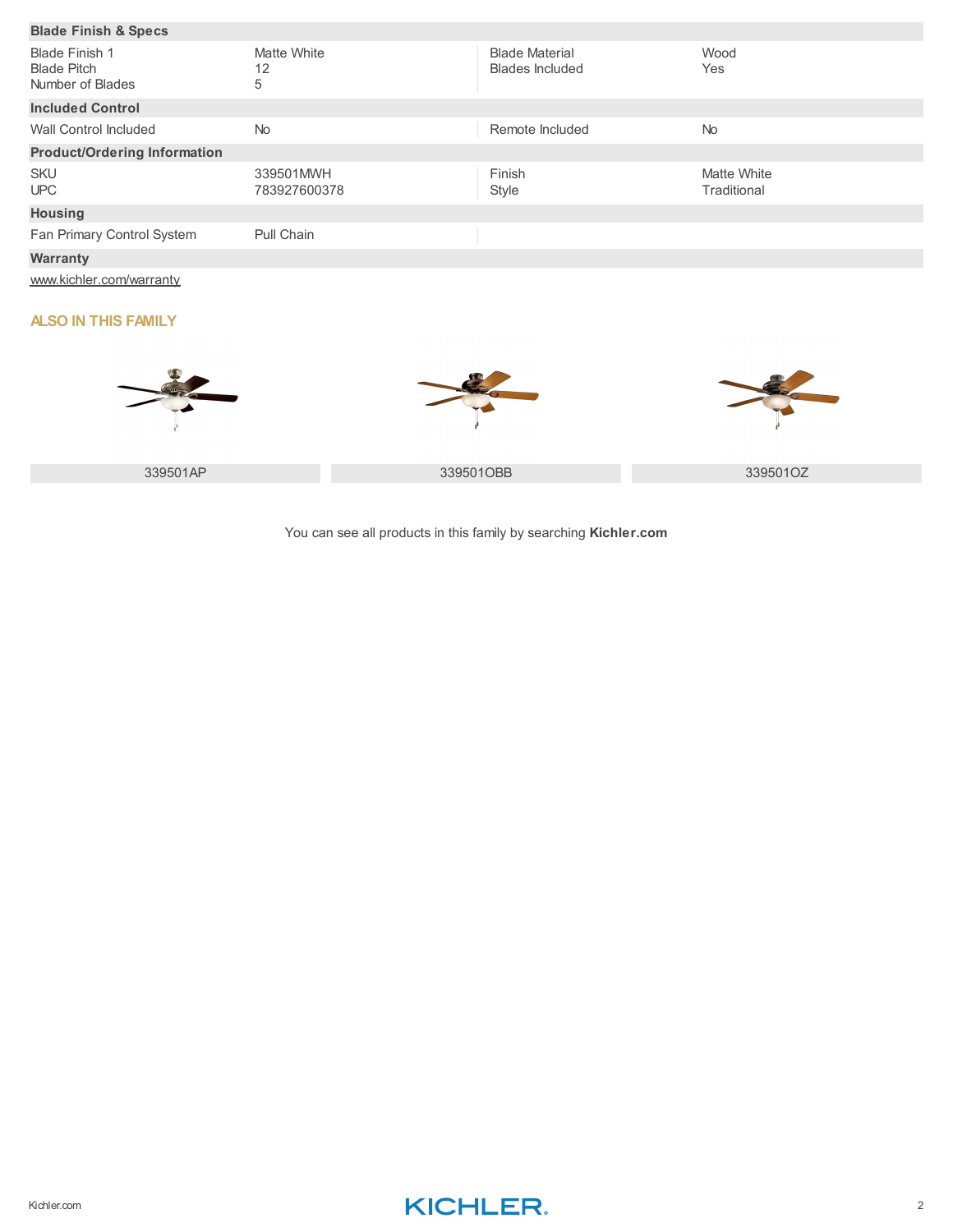## Blade Finish & Specs

| | | | |
|---|---|---|---|
| Blade Finish 1 | Matte White | Blade Material | Wood |
| Blade Pitch | 12 | Blades Included | Yes |
| Number of Blades | 5 | | |

## Included Control

| | | | |
|---|---|---|---|
| Wall Control Included | No | Remote Included | No |

## Product/Ordering Information

| | | | |
|---|---|---|---|
| SKU | 339501MWH | Finish | Matte White |
| UPC | 783927600378 | Style | Traditional |

## Housing

| | |
|---|---|
| Fan Primary Control System | Pull Chain |

## Warranty

www.kichler.com/warranty

## ALSO IN THIS FAMILY

339501AP

339501OBB

339501OZ

You can see all products in this family by searching **Kichler.com**